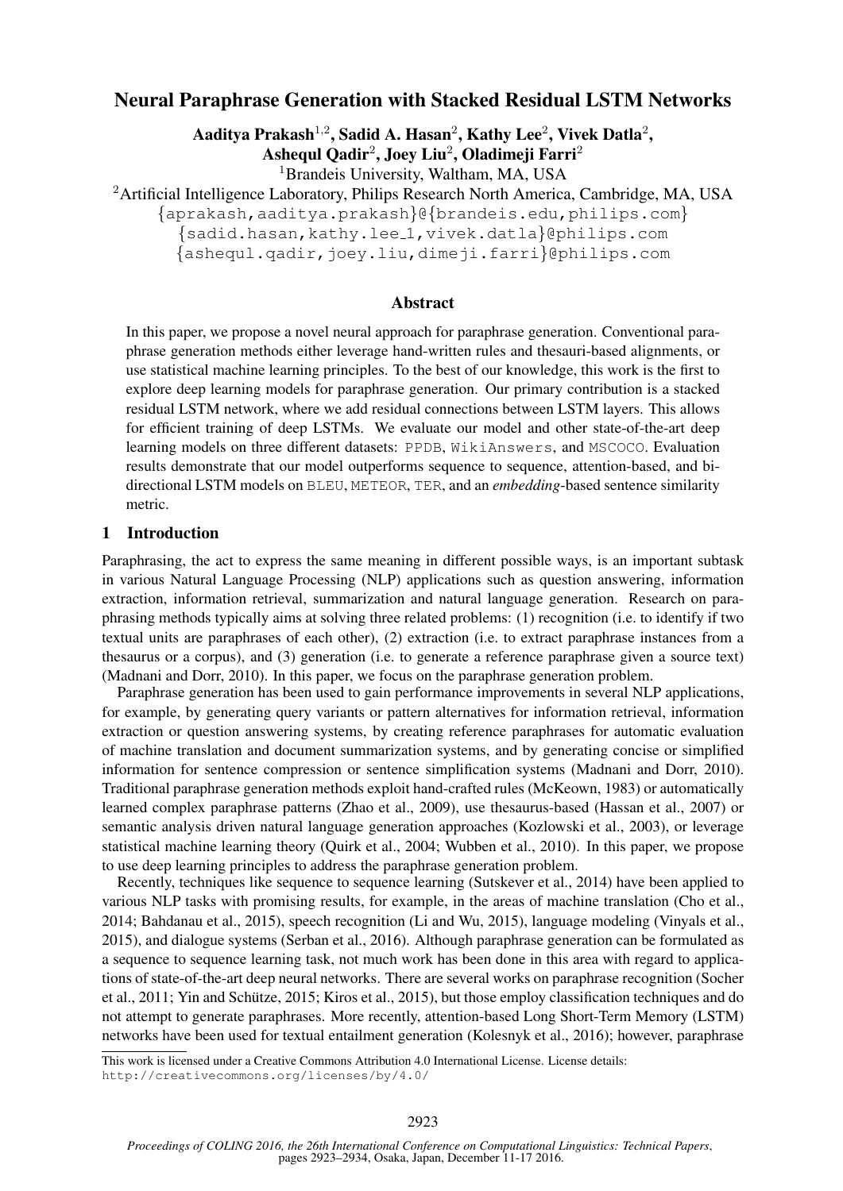# Neural Paraphrase Generation with Stacked Residual LSTM Networks

**Aaditya Prakash[1,2], Sadid A. Hasan[2], Kathy Lee[2], Vivek Datla[2], Ashequl Qadir[2], Joey Liu[2], Oladimeji Farri[2]**

[1]Brandeis University, Waltham, MA, USA

[2]Artificial Intelligence Laboratory, Philips Research North America, Cambridge, MA, USA

{aprakash,aaditya.prakash}@{brandeis.edu,philips.com}

{sadid.hasan,kathy.lee_1,vivek.datla}@philips.com

{ashequl.qadir,joey.liu,dimeji.farri}@philips.com

## Abstract

In this paper, we propose a novel neural approach for paraphrase generation. Conventional paraphrase generation methods either leverage hand-written rules and thesauri-based alignments, or use statistical machine learning principles. To the best of our knowledge, this work is the first to explore deep learning models for paraphrase generation. Our primary contribution is a stacked residual LSTM network, where we add residual connections between LSTM layers. This allows for efficient training of deep LSTMs. We evaluate our model and other state-of-the-art deep learning models on three different datasets: PPDB, WikiAnswers, and MSCOCO. Evaluation results demonstrate that our model outperforms sequence to sequence, attention-based, and bi-directional LSTM models on BLEU, METEOR, TER, and an *embedding*-based sentence similarity metric.

## 1 Introduction

Paraphrasing, the act to express the same meaning in different possible ways, is an important subtask in various Natural Language Processing (NLP) applications such as question answering, information extraction, information retrieval, summarization and natural language generation. Research on paraphrasing methods typically aims at solving three related problems: (1) recognition (i.e. to identify if two textual units are paraphrases of each other), (2) extraction (i.e. to extract paraphrase instances from a thesaurus or a corpus), and (3) generation (i.e. to generate a reference paraphrase given a source text) (Madnani and Dorr, 2010). In this paper, we focus on the paraphrase generation problem.

Paraphrase generation has been used to gain performance improvements in several NLP applications, for example, by generating query variants or pattern alternatives for information retrieval, information extraction or question answering systems, by creating reference paraphrases for automatic evaluation of machine translation and document summarization systems, and by generating concise or simplified information for sentence compression or sentence simplification systems (Madnani and Dorr, 2010). Traditional paraphrase generation methods exploit hand-crafted rules (McKeown, 1983) or automatically learned complex paraphrase patterns (Zhao et al., 2009), use thesaurus-based (Hassan et al., 2007) or semantic analysis driven natural language generation approaches (Kozlowski et al., 2003), or leverage statistical machine learning theory (Quirk et al., 2004; Wubben et al., 2010). In this paper, we propose to use deep learning principles to address the paraphrase generation problem.

Recently, techniques like sequence to sequence learning (Sutskever et al., 2014) have been applied to various NLP tasks with promising results, for example, in the areas of machine translation (Cho et al., 2014; Bahdanau et al., 2015), speech recognition (Li and Wu, 2015), language modeling (Vinyals et al., 2015), and dialogue systems (Serban et al., 2016). Although paraphrase generation can be formulated as a sequence to sequence learning task, not much work has been done in this area with regard to applications of state-of-the-art deep neural networks. There are several works on paraphrase recognition (Socher et al., 2011; Yin and Schütze, 2015; Kiros et al., 2015), but those employ classification techniques and do not attempt to generate paraphrases. More recently, attention-based Long Short-Term Memory (LSTM) networks have been used for textual entailment generation (Kolesnyk et al., 2016); however, paraphrase

This work is licensed under a Creative Commons Attribution 4.0 International License. License details: http://creativecommons.org/licenses/by/4.0/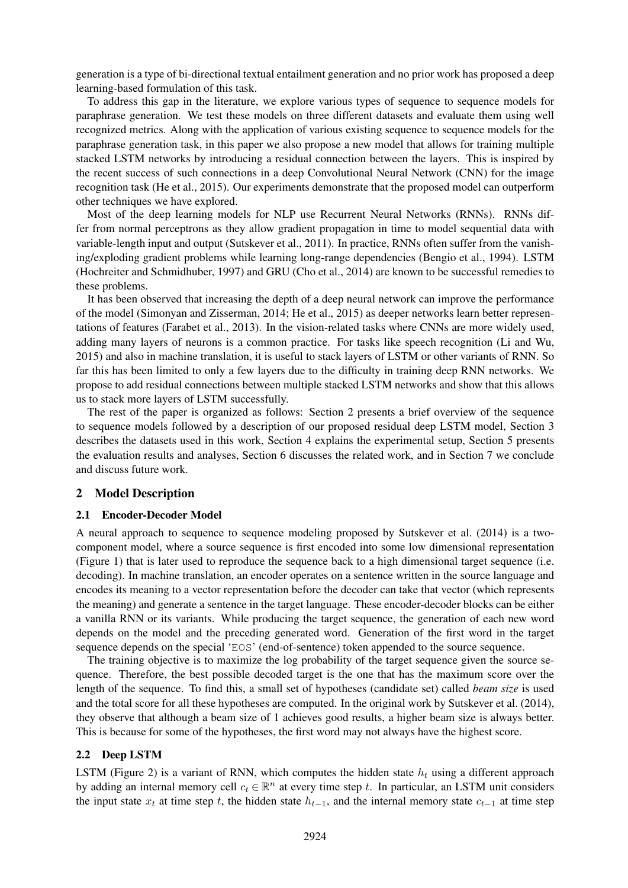generation is a type of bi-directional textual entailment generation and no prior work has proposed a deep learning-based formulation of this task.

To address this gap in the literature, we explore various types of sequence to sequence models for paraphrase generation. We test these models on three different datasets and evaluate them using well recognized metrics. Along with the application of various existing sequence to sequence models for the paraphrase generation task, in this paper we also propose a new model that allows for training multiple stacked LSTM networks by introducing a residual connection between the layers. This is inspired by the recent success of such connections in a deep Convolutional Neural Network (CNN) for the image recognition task (He et al., 2015). Our experiments demonstrate that the proposed model can outperform other techniques we have explored.

Most of the deep learning models for NLP use Recurrent Neural Networks (RNNs). RNNs differ from normal perceptrons as they allow gradient propagation in time to model sequential data with variable-length input and output (Sutskever et al., 2011). In practice, RNNs often suffer from the vanishing/exploding gradient problems while learning long-range dependencies (Bengio et al., 1994). LSTM (Hochreiter and Schmidhuber, 1997) and GRU (Cho et al., 2014) are known to be successful remedies to these problems.

It has been observed that increasing the depth of a deep neural network can improve the performance of the model (Simonyan and Zisserman, 2014; He et al., 2015) as deeper networks learn better representations of features (Farabet et al., 2013). In the vision-related tasks where CNNs are more widely used, adding many layers of neurons is a common practice. For tasks like speech recognition (Li and Wu, 2015) and also in machine translation, it is useful to stack layers of LSTM or other variants of RNN. So far this has been limited to only a few layers due to the difficulty in training deep RNN networks. We propose to add residual connections between multiple stacked LSTM networks and show that this allows us to stack more layers of LSTM successfully.

The rest of the paper is organized as follows: Section 2 presents a brief overview of the sequence to sequence models followed by a description of our proposed residual deep LSTM model, Section 3 describes the datasets used in this work, Section 4 explains the experimental setup, Section 5 presents the evaluation results and analyses, Section 6 discusses the related work, and in Section 7 we conclude and discuss future work.

## 2 Model Description

### 2.1 Encoder-Decoder Model

A neural approach to sequence to sequence modeling proposed by Sutskever et al. (2014) is a two-component model, where a source sequence is first encoded into some low dimensional representation (Figure 1) that is later used to reproduce the sequence back to a high dimensional target sequence (i.e. decoding). In machine translation, an encoder operates on a sentence written in the source language and encodes its meaning to a vector representation before the decoder can take that vector (which represents the meaning) and generate a sentence in the target language. These encoder-decoder blocks can be either a vanilla RNN or its variants. While producing the target sequence, the generation of each new word depends on the model and the preceding generated word. Generation of the first word in the target sequence depends on the special '`EOS`' (end-of-sentence) token appended to the source sequence.

The training objective is to maximize the log probability of the target sequence given the source sequence. Therefore, the best possible decoded target is the one that has the maximum score over the length of the sequence. To find this, a small set of hypotheses (candidate set) called *beam size* is used and the total score for all these hypotheses are computed. In the original work by Sutskever et al. (2014), they observe that although a beam size of 1 achieves good results, a higher beam size is always better. This is because for some of the hypotheses, the first word may not always have the highest score.

### 2.2 Deep LSTM

LSTM (Figure 2) is a variant of RNN, which computes the hidden state $h_t$ using a different approach by adding an internal memory cell $c_t \in \mathbb{R}^n$ at every time step $t$. In particular, an LSTM unit considers the input state $x_t$ at time step $t$, the hidden state $h_{t-1}$, and the internal memory state $c_{t-1}$ at time step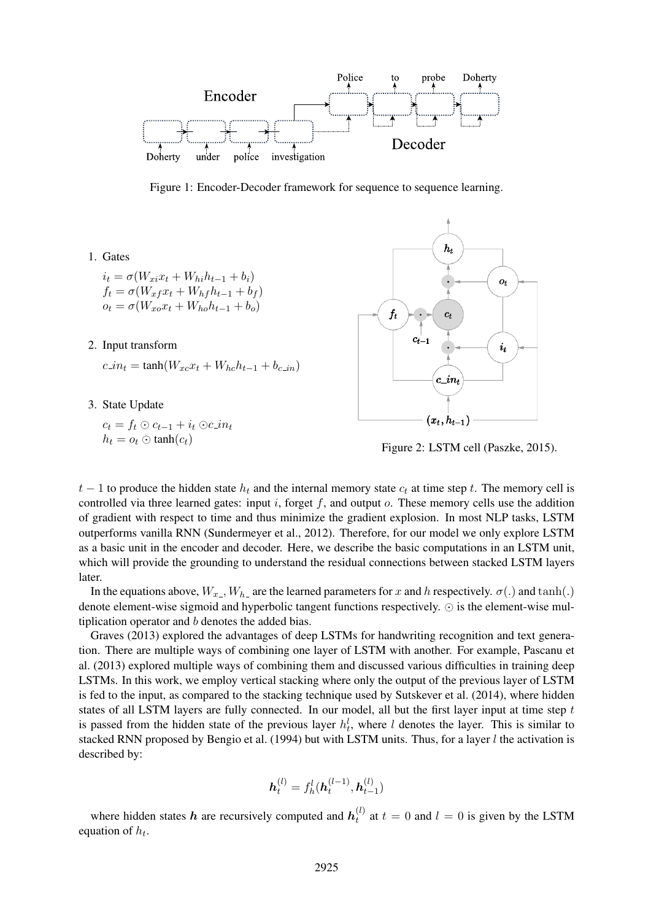Police to probe Doherty

Encoder

Decoder

Doherty under police investigation

Figure 1: Encoder-Decoder framework for sequence to sequence learning.

1. Gates

$$i_t = \sigma(W_{xi}x_t + W_{hi}h_{t-1} + b_i)$$
$$f_t = \sigma(W_{xf}x_t + W_{hf}h_{t-1} + b_f)$$
$$o_t = \sigma(W_{xo}x_t + W_{ho}h_{t-1} + b_o)$$

2. Input transform

$$c\_in_t = \tanh(W_{xc}x_t + W_{hc}h_{t-1} + b_{c\_in})$$

3. State Update

$$c_t = f_t \odot c_{t-1} + i_t \odot c\_in_t$$
$$h_t = o_t \odot \tanh(c_t)$$

$h_t$ $o_t$ $f_t$ $c_t$ $c_{t-1}$ $i_t$ $c\_in_t$ $(x_t, h_{t-1})$

Figure 2: LSTM cell (Paszke, 2015).

$t-1$ to produce the hidden state $h_t$ and the internal memory state $c_t$ at time step $t$. The memory cell is controlled via three learned gates: input $i$, forget $f$, and output $o$. These memory cells use the addition of gradient with respect to time and thus minimize the gradient explosion. In most NLP tasks, LSTM outperforms vanilla RNN (Sundermeyer et al., 2012). Therefore, for our model we only explore LSTM as a basic unit in the encoder and decoder. Here, we describe the basic computations in an LSTM unit, which will provide the grounding to understand the residual connections between stacked LSTM layers later.

In the equations above, $W_{x\_}$, $W_{h\_}$ are the learned parameters for $x$ and $h$ respectively. $\sigma(.)$ and $\tanh(.)$ denote element-wise sigmoid and hyperbolic tangent functions respectively. $\odot$ is the element-wise multiplication operator and $b$ denotes the added bias.

Graves (2013) explored the advantages of deep LSTMs for handwriting recognition and text generation. There are multiple ways of combining one layer of LSTM with another. For example, Pascanu et al. (2013) explored multiple ways of combining them and discussed various difficulties in training deep LSTMs. In this work, we employ vertical stacking where only the output of the previous layer of LSTM is fed to the input, as compared to the stacking technique used by Sutskever et al. (2014), where hidden states of all LSTM layers are fully connected. In our model, all but the first layer input at time step $t$ is passed from the hidden state of the previous layer $h_t^l$, where $l$ denotes the layer. This is similar to stacked RNN proposed by Bengio et al. (1994) but with LSTM units. Thus, for a layer $l$ the activation is described by:

$$\boldsymbol{h}_t^{(l)} = f_h^l(\boldsymbol{h}_t^{(l-1)}, \boldsymbol{h}_{t-1}^{(l)})$$

where hidden states $\boldsymbol{h}$ are recursively computed and $\boldsymbol{h}_t^{(l)}$ at $t=0$ and $l=0$ is given by the LSTM equation of $h_t$.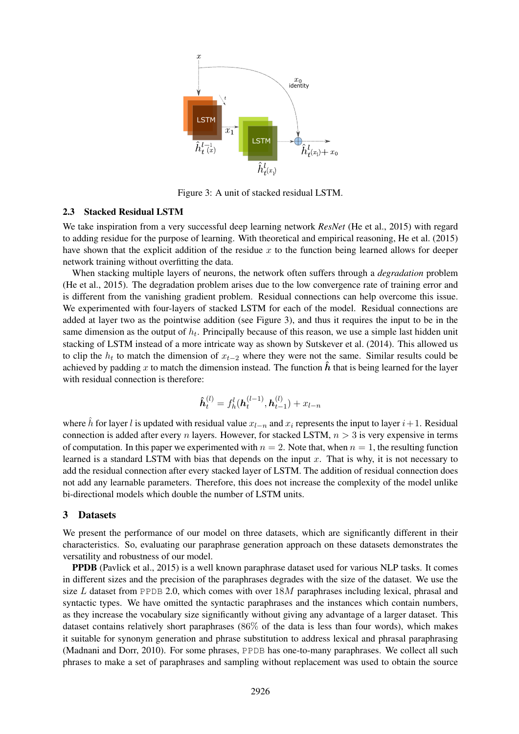$x$

$x_0$
identity

LSTM

$x_1$

LSTM

$\hat{h}_{t(x)}^{l-1}$

$\hat{h}_{t(x_1)}^{l} + x_0$

$\hat{h}_{t(x_1)}^{l}$

Figure 3: A unit of stacked residual LSTM.

### 2.3 Stacked Residual LSTM

We take inspiration from a very successful deep learning network *ResNet* (He et al., 2015) with regard to adding residue for the purpose of learning. With theoretical and empirical reasoning, He et al. (2015) have shown that the explicit addition of the residue $x$ to the function being learned allows for deeper network training without overfitting the data.

When stacking multiple layers of neurons, the network often suffers through a *degradation* problem (He et al., 2015). The degradation problem arises due to the low convergence rate of training error and is different from the vanishing gradient problem. Residual connections can help overcome this issue. We experimented with four-layers of stacked LSTM for each of the model. Residual connections are added at layer two as the pointwise addition (see Figure 3), and thus it requires the input to be in the same dimension as the output of $h_t$. Principally because of this reason, we use a simple last hidden unit stacking of LSTM instead of a more intricate way as shown by Sutskever et al. (2014). This allowed us to clip the $h_t$ to match the dimension of $x_{t-2}$ where they were not the same. Similar results could be achieved by padding $x$ to match the dimension instead. The function $\hat{\boldsymbol{h}}$ that is being learned for the layer with residual connection is therefore:

$$\hat{\boldsymbol{h}}_t^{(l)} = f_h^l(\boldsymbol{h}_t^{(l-1)}, \boldsymbol{h}_{t-1}^{(l)}) + x_{l-n}$$

where $\hat{h}$ for layer $l$ is updated with residual value $x_{l-n}$ and $x_i$ represents the input to layer $i+1$. Residual connection is added after every $n$ layers. However, for stacked LSTM, $n > 3$ is very expensive in terms of computation. In this paper we experimented with $n = 2$. Note that, when $n = 1$, the resulting function learned is a standard LSTM with bias that depends on the input $x$. That is why, it is not necessary to add the residual connection after every stacked layer of LSTM. The addition of residual connection does not add any learnable parameters. Therefore, this does not increase the complexity of the model unlike bi-directional models which double the number of LSTM units.

## 3 Datasets

We present the performance of our model on three datasets, which are significantly different in their characteristics. So, evaluating our paraphrase generation approach on these datasets demonstrates the versatility and robustness of our model.

**PPDB** (Pavlick et al., 2015) is a well known paraphrase dataset used for various NLP tasks. It comes in different sizes and the precision of the paraphrases degrades with the size of the dataset. We use the size $L$ dataset from PPDB 2.0, which comes with over $18M$ paraphrases including lexical, phrasal and syntactic types. We have omitted the syntactic paraphrases and the instances which contain numbers, as they increase the vocabulary size significantly without giving any advantage of a larger dataset. This dataset contains relatively short paraphrases ($86\%$ of the data is less than four words), which makes it suitable for synonym generation and phrase substitution to address lexical and phrasal paraphrasing (Madnani and Dorr, 2010). For some phrases, PPDB has one-to-many paraphrases. We collect all such phrases to make a set of paraphrases and sampling without replacement was used to obtain the source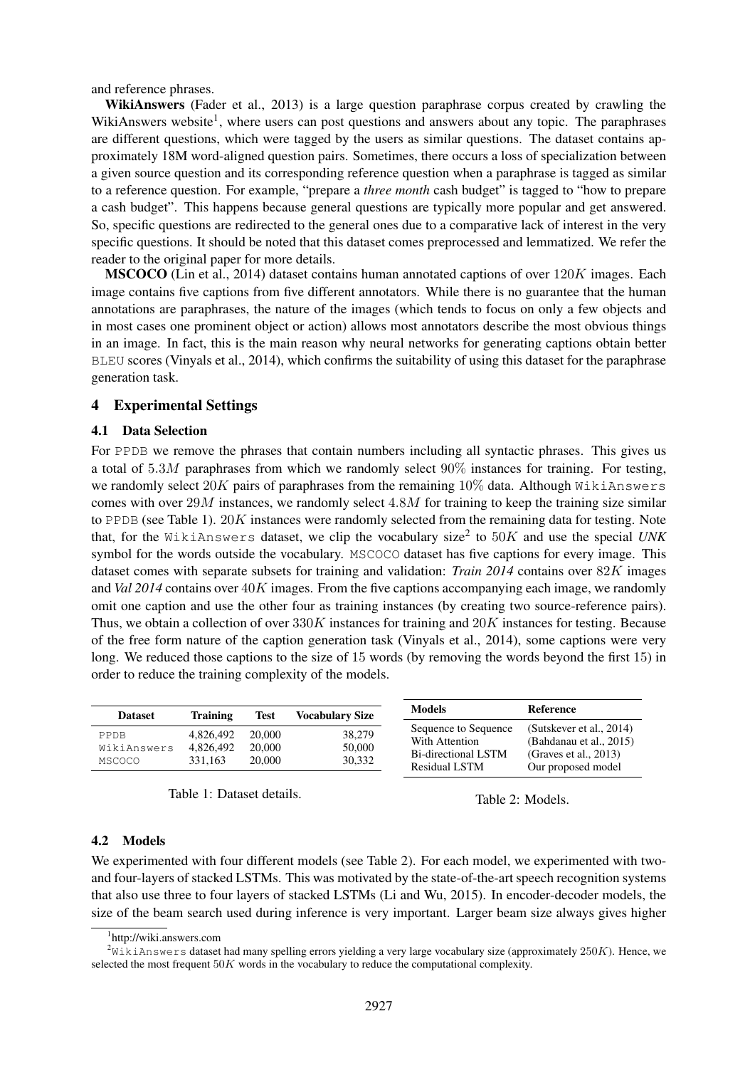and reference phrases.

**WikiAnswers** (Fader et al., 2013) is a large question paraphrase corpus created by crawling the WikiAnswers website[1], where users can post questions and answers about any topic. The paraphrases are different questions, which were tagged by the users as similar questions. The dataset contains approximately 18M word-aligned question pairs. Sometimes, there occurs a loss of specialization between a given source question and its corresponding reference question when a paraphrase is tagged as similar to a reference question. For example, "prepare a *three month* cash budget" is tagged to "how to prepare a cash budget". This happens because general questions are typically more popular and get answered. So, specific questions are redirected to the general ones due to a comparative lack of interest in the very specific questions. It should be noted that this dataset comes preprocessed and lemmatized. We refer the reader to the original paper for more details.

**MSCOCO** (Lin et al., 2014) dataset contains human annotated captions of over $120K$ images. Each image contains five captions from five different annotators. While there is no guarantee that the human annotations are paraphrases, the nature of the images (which tends to focus on only a few objects and in most cases one prominent object or action) allows most annotators describe the most obvious things in an image. In fact, this is the main reason why neural networks for generating captions obtain better BLEU scores (Vinyals et al., 2014), which confirms the suitability of using this dataset for the paraphrase generation task.

## 4 Experimental Settings

### 4.1 Data Selection

For PPDB we remove the phrases that contain numbers including all syntactic phrases. This gives us a total of $5.3M$ paraphrases from which we randomly select $90\%$ instances for training. For testing, we randomly select $20K$ pairs of paraphrases from the remaining $10\%$ data. Although WikiAnswers comes with over $29M$ instances, we randomly select $4.8M$ for training to keep the training size similar to PPDB (see Table 1). $20K$ instances were randomly selected from the remaining data for testing. Note that, for the WikiAnswers dataset, we clip the vocabulary size[2] to $50K$ and use the special *UNK* symbol for the words outside the vocabulary. MSCOCO dataset has five captions for every image. This dataset comes with separate subsets for training and validation: ***Train 2014*** contains over $82K$ images and ***Val 2014*** contains over $40K$ images. From the five captions accompanying each image, we randomly omit one caption and use the other four as training instances (by creating two source-reference pairs). Thus, we obtain a collection of over $330K$ instances for training and $20K$ instances for testing. Because of the free form nature of the caption generation task (Vinyals et al., 2014), some captions were very long. We reduced those captions to the size of 15 words (by removing the words beyond the first 15) in order to reduce the training complexity of the models.

| Dataset | Training | Test | Vocabulary Size |
|---|---|---|---|
| PPDB | 4,826,492 | 20,000 | 38,279 |
| WikiAnswers | 4,826,492 | 20,000 | 50,000 |
| MSCOCO | 331,163 | 20,000 | 30,332 |

Table 1: Dataset details.

| Models | Reference |
|---|---|
| Sequence to Sequence | (Sutskever et al., 2014) |
| With Attention | (Bahdanau et al., 2015) |
| Bi-directional LSTM | (Graves et al., 2013) |
| Residual LSTM | Our proposed model |

Table 2: Models.

### 4.2 Models

We experimented with four different models (see Table 2). For each model, we experimented with two- and four-layers of stacked LSTMs. This was motivated by the state-of-the-art speech recognition systems that also use three to four layers of stacked LSTMs (Li and Wu, 2015). In encoder-decoder models, the size of the beam search used during inference is very important. Larger beam size always gives higher

[1] http://wiki.answers.com

[2] WikiAnswers dataset had many spelling errors yielding a very large vocabulary size (approximately $250K$). Hence, we selected the most frequent $50K$ words in the vocabulary to reduce the computational complexity.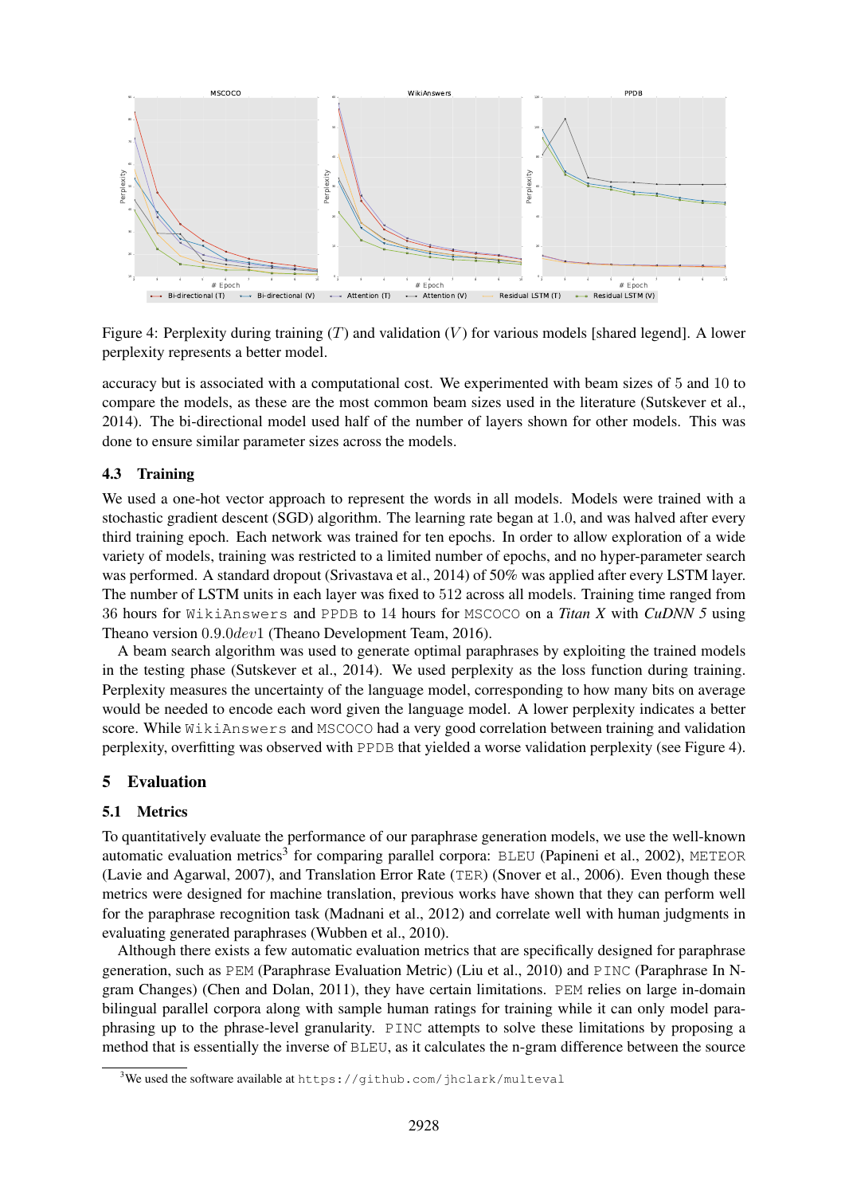MSCOCO

WikiAnswers

PPDB

Perplexity

# Epoch

Bi-directional (T) Bi-directional (V) Attention (T) Attention (V) Residual LSTM (T) Residual LSTM (V)

Figure 4: Perplexity during training ($T$) and validation ($V$) for various models [shared legend]. A lower perplexity represents a better model.

accuracy but is associated with a computational cost. We experimented with beam sizes of 5 and 10 to compare the models, as these are the most common beam sizes used in the literature (Sutskever et al., 2014). The bi-directional model used half of the number of layers shown for other models. This was done to ensure similar parameter sizes across the models.

### 4.3 Training

We used a one-hot vector approach to represent the words in all models. Models were trained with a stochastic gradient descent (SGD) algorithm. The learning rate began at 1.0, and was halved after every third training epoch. Each network was trained for ten epochs. In order to allow exploration of a wide variety of models, training was restricted to a limited number of epochs, and no hyper-parameter search was performed. A standard dropout (Srivastava et al., 2014) of 50% was applied after every LSTM layer. The number of LSTM units in each layer was fixed to 512 across all models. Training time ranged from 36 hours for WikiAnswers and PPDB to 14 hours for MSCOCO on a *Titan X* with *CuDNN 5* using Theano version $0.9.0dev1$ (Theano Development Team, 2016).

A beam search algorithm was used to generate optimal paraphrases by exploiting the trained models in the testing phase (Sutskever et al., 2014). We used perplexity as the loss function during training. Perplexity measures the uncertainty of the language model, corresponding to how many bits on average would be needed to encode each word given the language model. A lower perplexity indicates a better score. While WikiAnswers and MSCOCO had a very good correlation between training and validation perplexity, overfitting was observed with PPDB that yielded a worse validation perplexity (see Figure 4).

## 5 Evaluation

### 5.1 Metrics

To quantitatively evaluate the performance of our paraphrase generation models, we use the well-known automatic evaluation metrics[3] for comparing parallel corpora: BLEU (Papineni et al., 2002), METEOR (Lavie and Agarwal, 2007), and Translation Error Rate (TER) (Snover et al., 2006). Even though these metrics were designed for machine translation, previous works have shown that they can perform well for the paraphrase recognition task (Madnani et al., 2012) and correlate well with human judgments in evaluating generated paraphrases (Wubben et al., 2010).

Although there exists a few automatic evaluation metrics that are specifically designed for paraphrase generation, such as PEM (Paraphrase Evaluation Metric) (Liu et al., 2010) and PINC (Paraphrase In N-gram Changes) (Chen and Dolan, 2011), they have certain limitations. PEM relies on large in-domain bilingual parallel corpora along with sample human ratings for training while it can only model paraphrasing up to the phrase-level granularity. PINC attempts to solve these limitations by proposing a method that is essentially the inverse of BLEU, as it calculates the n-gram difference between the source

[3]We used the software available at https://github.com/jhclark/multeval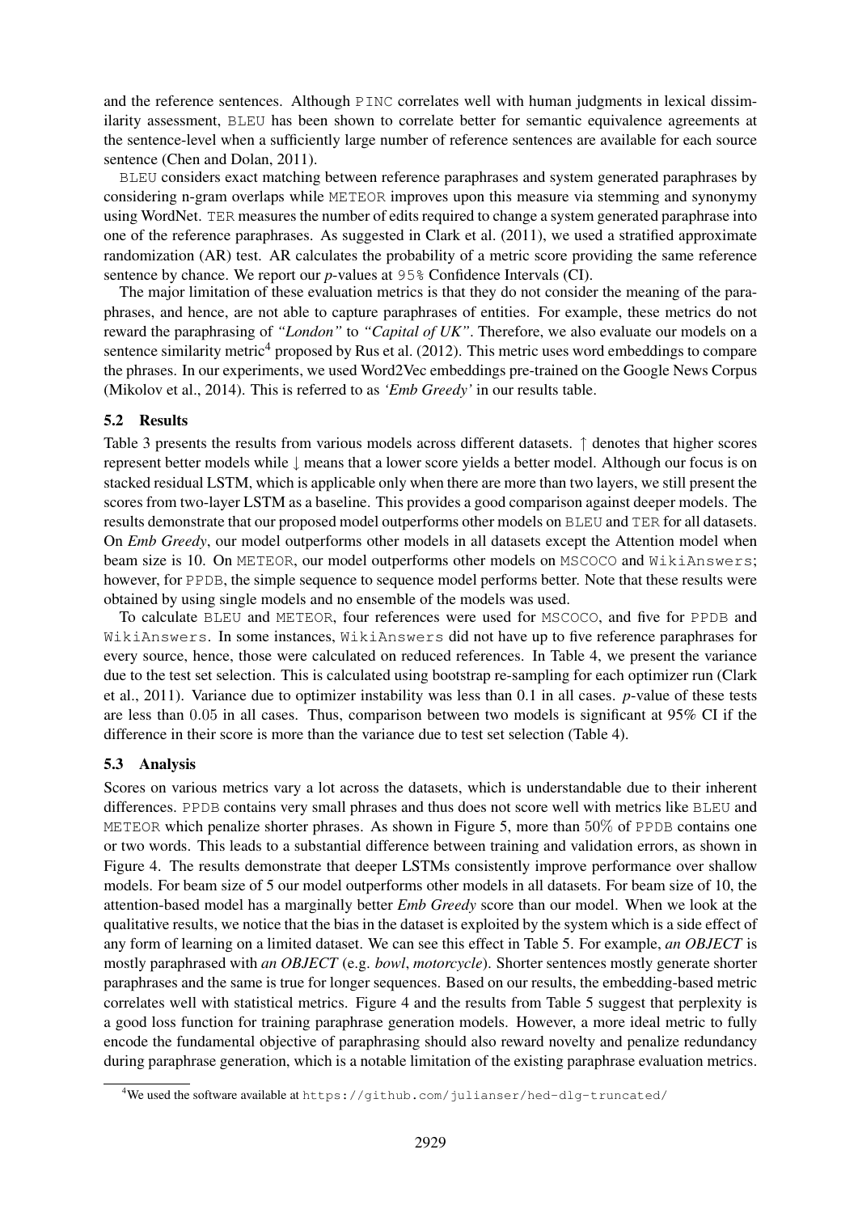and the reference sentences. Although PINC correlates well with human judgments in lexical dissimilarity assessment, BLEU has been shown to correlate better for semantic equivalence agreements at the sentence-level when a sufficiently large number of reference sentences are available for each source sentence (Chen and Dolan, 2011).

BLEU considers exact matching between reference paraphrases and system generated paraphrases by considering n-gram overlaps while METEOR improves upon this measure via stemming and synonymy using WordNet. TER measures the number of edits required to change a system generated paraphrase into one of the reference paraphrases. As suggested in Clark et al. (2011), we used a stratified approximate randomization (AR) test. AR calculates the probability of a metric score providing the same reference sentence by chance. We report our *p*-values at 95% Confidence Intervals (CI).

The major limitation of these evaluation metrics is that they do not consider the meaning of the paraphrases, and hence, are not able to capture paraphrases of entities. For example, these metrics do not reward the paraphrasing of *"London"* to *"Capital of UK"*. Therefore, we also evaluate our models on a sentence similarity metric[4] proposed by Rus et al. (2012). This metric uses word embeddings to compare the phrases. In our experiments, we used Word2Vec embeddings pre-trained on the Google News Corpus (Mikolov et al., 2014). This is referred to as *'Emb Greedy'* in our results table.

### 5.2 Results

Table 3 presents the results from various models across different datasets. ↑ denotes that higher scores represent better models while ↓ means that a lower score yields a better model. Although our focus is on stacked residual LSTM, which is applicable only when there are more than two layers, we still present the scores from two-layer LSTM as a baseline. This provides a good comparison against deeper models. The results demonstrate that our proposed model outperforms other models on BLEU and TER for all datasets. On *Emb Greedy*, our model outperforms other models in all datasets except the Attention model when beam size is 10. On METEOR, our model outperforms other models on MSCOCO and WikiAnswers; however, for PPDB, the simple sequence to sequence model performs better. Note that these results were obtained by using single models and no ensemble of the models was used.

To calculate BLEU and METEOR, four references were used for MSCOCO, and five for PPDB and WikiAnswers. In some instances, WikiAnswers did not have up to five reference paraphrases for every source, hence, those were calculated on reduced references. In Table 4, we present the variance due to the test set selection. This is calculated using bootstrap re-sampling for each optimizer run (Clark et al., 2011). Variance due to optimizer instability was less than 0.1 in all cases. *p*-value of these tests are less than 0.05 in all cases. Thus, comparison between two models is significant at 95% CI if the difference in their score is more than the variance due to test set selection (Table 4).

### 5.3 Analysis

Scores on various metrics vary a lot across the datasets, which is understandable due to their inherent differences. PPDB contains very small phrases and thus does not score well with metrics like BLEU and METEOR which penalize shorter phrases. As shown in Figure 5, more than 50% of PPDB contains one or two words. This leads to a substantial difference between training and validation errors, as shown in Figure 4. The results demonstrate that deeper LSTMs consistently improve performance over shallow models. For beam size of 5 our model outperforms other models in all datasets. For beam size of 10, the attention-based model has a marginally better *Emb Greedy* score than our model. When we look at the qualitative results, we notice that the bias in the dataset is exploited by the system which is a side effect of any form of learning on a limited dataset. We can see this effect in Table 5. For example, *an OBJECT* is mostly paraphrased with *an OBJECT* (e.g. *bowl*, *motorcycle*). Shorter sentences mostly generate shorter paraphrases and the same is true for longer sequences. Based on our results, the embedding-based metric correlates well with statistical metrics. Figure 4 and the results from Table 5 suggest that perplexity is a good loss function for training paraphrase generation models. However, a more ideal metric to fully encode the fundamental objective of paraphrasing should also reward novelty and penalize redundancy during paraphrase generation, which is a notable limitation of the existing paraphrase evaluation metrics.

[4] We used the software available at https://github.com/julianser/hed-dlg-truncated/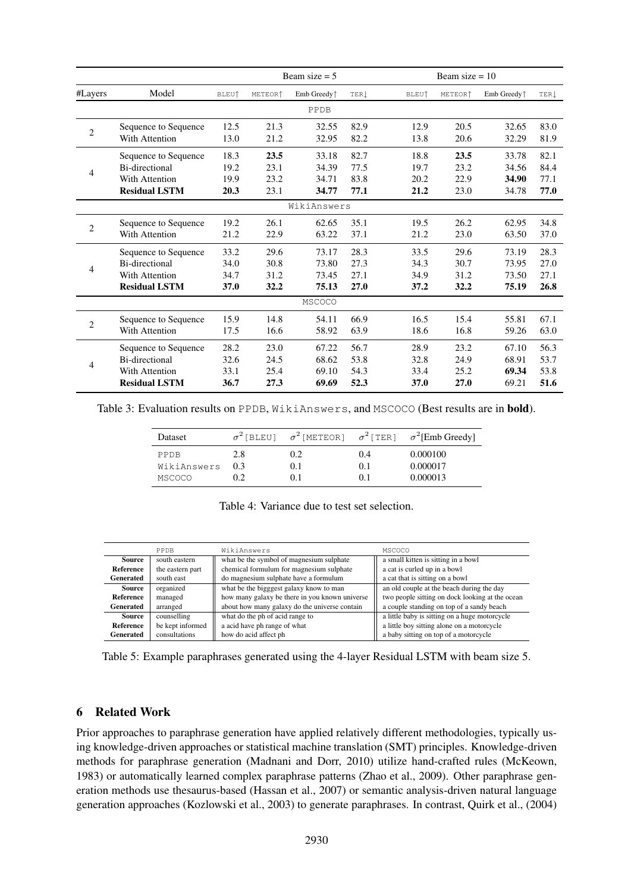| #Layers | Model | Beam size = 5 | | | | Beam size = 10 | | | |
|---|---|---|---|---|---|---|---|---|---|
| | | BLEU↑ | METEOR↑ | Emb Greedy↑ | TER↓ | BLEU↑ | METEOR↑ | Emb Greedy↑ | TER↓ |
| | | | | PPDB | | | | | |
| 2 | Sequence to Sequence | 12.5 | 21.3 | 32.55 | 82.9 | 12.9 | 20.5 | 32.65 | 83.0 |
| | With Attention | 13.0 | 21.2 | 32.95 | 82.2 | 13.8 | 20.6 | 32.29 | 81.9 |
| 4 | Sequence to Sequence | 18.3 | **23.5** | 33.18 | 82.7 | 18.8 | **23.5** | 33.78 | 82.1 |
| | Bi-directional | 19.2 | 23.1 | 34.39 | 77.5 | 19.7 | 23.2 | 34.56 | 84.4 |
| | With Attention | 19.9 | 23.2 | 34.71 | 83.8 | 20.2 | 22.9 | **34.90** | 77.1 |
| | **Residual LSTM** | **20.3** | 23.1 | **34.77** | **77.1** | **21.2** | 23.0 | 34.78 | **77.0** |
| | | | | WikiAnswers | | | | | |
| 2 | Sequence to Sequence | 19.2 | 26.1 | 62.65 | 35.1 | 19.5 | 26.2 | 62.95 | 34.8 |
| | With Attention | 21.2 | 22.9 | 63.22 | 37.1 | 21.2 | 23.0 | 63.50 | 37.0 |
| 4 | Sequence to Sequence | 33.2 | 29.6 | 73.17 | 28.3 | 33.5 | 29.6 | 73.19 | 28.3 |
| | Bi-directional | 34.0 | 30.8 | 73.80 | 27.3 | 34.3 | 30.7 | 73.95 | 27.0 |
| | With Attention | 34.7 | 31.2 | 73.45 | 27.1 | 34.9 | 31.2 | 73.50 | 27.1 |
| | **Residual LSTM** | **37.0** | **32.2** | **75.13** | **27.0** | **37.2** | **32.2** | **75.19** | **26.8** |
| | | | | MSCOCO | | | | | |
| 2 | Sequence to Sequence | 15.9 | 14.8 | 54.11 | 66.9 | 16.5 | 15.4 | 55.81 | 67.1 |
| | With Attention | 17.5 | 16.6 | 58.92 | 63.9 | 18.6 | 16.8 | 59.26 | 63.0 |
| 4 | Sequence to Sequence | 28.2 | 23.0 | 67.22 | 56.7 | 28.9 | 23.2 | 67.10 | 56.3 |
| | Bi-directional | 32.6 | 24.5 | 68.62 | 53.8 | 32.8 | 24.9 | 68.91 | 53.7 |
| | With Attention | 33.1 | 25.4 | 69.10 | 54.3 | 33.4 | 25.2 | **69.34** | 53.8 |
| | **Residual LSTM** | **36.7** | **27.3** | **69.69** | **52.3** | **37.0** | **27.0** | 69.21 | **51.6** |

Table 3: Evaluation results on PPDB, WikiAnswers, and MSCOCO (Best results are in **bold**).

| Dataset | $\sigma^2$[BLEU] | $\sigma^2$[METEOR] | $\sigma^2$[TER] | $\sigma^2$[Emb Greedy] |
|---|---|---|---|---|
| PPDB | 2.8 | 0.2 | 0.4 | 0.000100 |
| WikiAnswers | 0.3 | 0.1 | 0.1 | 0.000017 |
| MSCOCO | 0.2 | 0.1 | 0.1 | 0.000013 |

Table 4: Variance due to test set selection.

| | PPDB | WikiAnswers | MSCOCO |
|---|---|---|---|
| **Source** | south eastern | what be the symbol of magnesium sulphate | a small kitten is sitting in a bowl |
| **Reference** | the eastern part | chemical formulum for magnesium sulphate | a cat is curled up in a bowl |
| **Generated** | south east | do magnesium sulphate have a formulum | a cat that is sitting on a bowl |
| **Source** | organized | what be the bigggest galaxy know to man | an old couple at the beach during the day |
| **Reference** | managed | how many galaxy be there in you known universe | two people sitting on dock looking at the ocean |
| **Generated** | arranged | about how many galaxy do the universe contain | a couple standing on top of a sandy beach |
| **Source** | counselling | what do the ph of acid range to | a little baby is sitting on a huge motorcycle |
| **Reference** | be kept informed | a acid have ph range of what | a little boy sitting alone on a motorcycle |
| **Generated** | consultations | how do acid affect ph | a baby sitting on top of a motorcycle |

Table 5: Example paraphrases generated using the 4-layer Residual LSTM with beam size 5.

## 6 Related Work

Prior approaches to paraphrase generation have applied relatively different methodologies, typically using knowledge-driven approaches or statistical machine translation (SMT) principles. Knowledge-driven methods for paraphrase generation (Madnani and Dorr, 2010) utilize hand-crafted rules (McKeown, 1983) or automatically learned complex paraphrase patterns (Zhao et al., 2009). Other paraphrase generation methods use thesaurus-based (Hassan et al., 2007) or semantic analysis-driven natural language generation approaches (Kozlowski et al., 2003) to generate paraphrases. In contrast, Quirk et al., (2004)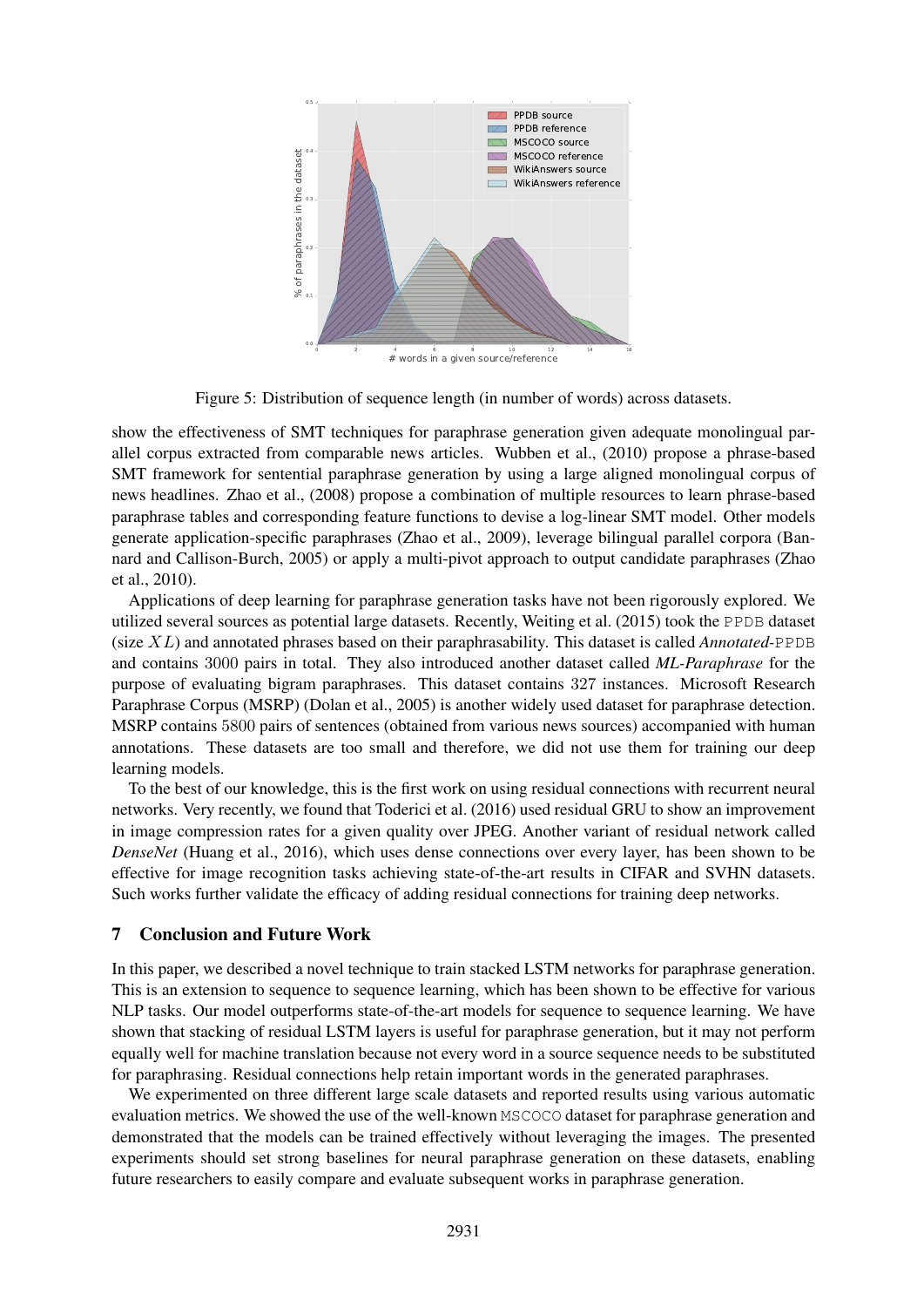% of paraphrases in the dataset

# words in a given source/reference

PPDB source
PPDB reference
MSCOCO source
MSCOCO reference
WikiAnswers source
WikiAnswers reference

0.0 0.1 0.2 0.3 0.4 0.5

0 2 4 6 8 10 12 14 16

Figure 5: Distribution of sequence length (in number of words) across datasets.

show the effectiveness of SMT techniques for paraphrase generation given adequate monolingual parallel corpus extracted from comparable news articles. Wubben et al., (2010) propose a phrase-based SMT framework for sentential paraphrase generation by using a large aligned monolingual corpus of news headlines. Zhao et al., (2008) propose a combination of multiple resources to learn phrase-based paraphrase tables and corresponding feature functions to devise a log-linear SMT model. Other models generate application-specific paraphrases (Zhao et al., 2009), leverage bilingual parallel corpora (Bannard and Callison-Burch, 2005) or apply a multi-pivot approach to output candidate paraphrases (Zhao et al., 2010).

Applications of deep learning for paraphrase generation tasks have not been rigorously explored. We utilized several sources as potential large datasets. Recently, Weiting et al. (2015) took the PPDB dataset (size $XL$) and annotated phrases based on their paraphrasability. This dataset is called *Annotated*-PPDB and contains 3000 pairs in total. They also introduced another dataset called *ML-Paraphrase* for the purpose of evaluating bigram paraphrases. This dataset contains 327 instances. Microsoft Research Paraphrase Corpus (MSRP) (Dolan et al., 2005) is another widely used dataset for paraphrase detection. MSRP contains 5800 pairs of sentences (obtained from various news sources) accompanied with human annotations. These datasets are too small and therefore, we did not use them for training our deep learning models.

To the best of our knowledge, this is the first work on using residual connections with recurrent neural networks. Very recently, we found that Toderici et al. (2016) used residual GRU to show an improvement in image compression rates for a given quality over JPEG. Another variant of residual network called *DenseNet* (Huang et al., 2016), which uses dense connections over every layer, has been shown to be effective for image recognition tasks achieving state-of-the-art results in CIFAR and SVHN datasets. Such works further validate the efficacy of adding residual connections for training deep networks.

## 7 Conclusion and Future Work

In this paper, we described a novel technique to train stacked LSTM networks for paraphrase generation. This is an extension to sequence to sequence learning, which has been shown to be effective for various NLP tasks. Our model outperforms state-of-the-art models for sequence to sequence learning. We have shown that stacking of residual LSTM layers is useful for paraphrase generation, but it may not perform equally well for machine translation because not every word in a source sequence needs to be substituted for paraphrasing. Residual connections help retain important words in the generated paraphrases.

We experimented on three different large scale datasets and reported results using various automatic evaluation metrics. We showed the use of the well-known MSCOCO dataset for paraphrase generation and demonstrated that the models can be trained effectively without leveraging the images. The presented experiments should set strong baselines for neural paraphrase generation on these datasets, enabling future researchers to easily compare and evaluate subsequent works in paraphrase generation.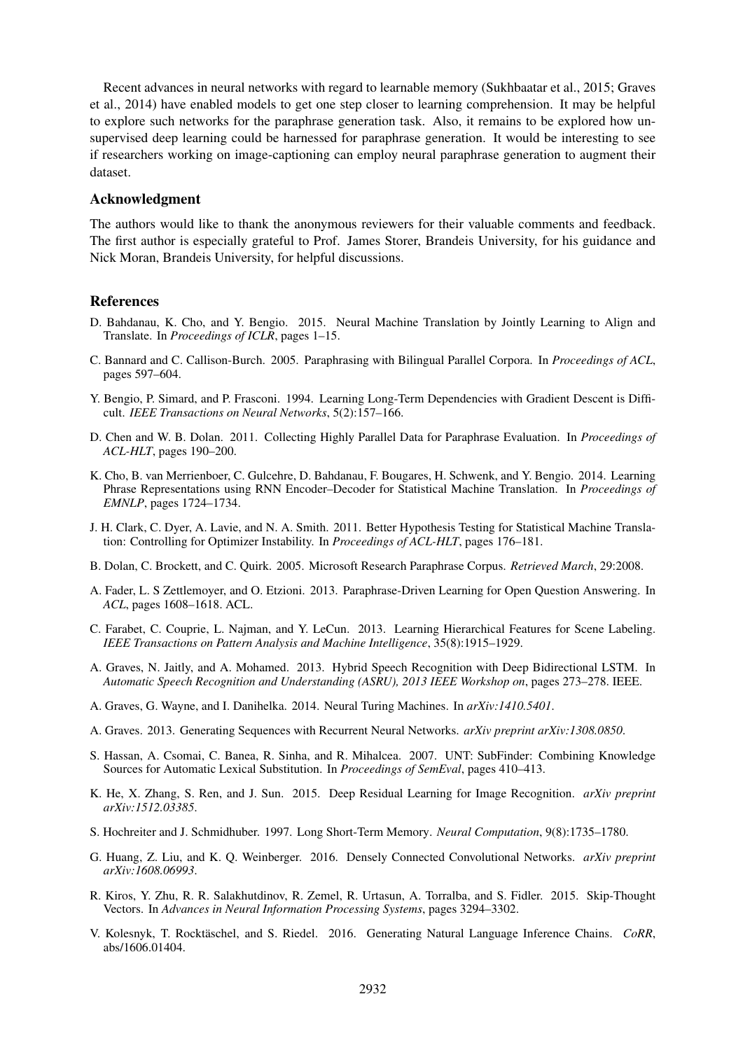Recent advances in neural networks with regard to learnable memory (Sukhbaatar et al., 2015; Graves et al., 2014) have enabled models to get one step closer to learning comprehension. It may be helpful to explore such networks for the paraphrase generation task. Also, it remains to be explored how unsupervised deep learning could be harnessed for paraphrase generation. It would be interesting to see if researchers working on image-captioning can employ neural paraphrase generation to augment their dataset.

## Acknowledgment

The authors would like to thank the anonymous reviewers for their valuable comments and feedback. The first author is especially grateful to Prof. James Storer, Brandeis University, for his guidance and Nick Moran, Brandeis University, for helpful discussions.

## References

D. Bahdanau, K. Cho, and Y. Bengio. 2015. Neural Machine Translation by Jointly Learning to Align and Translate. In *Proceedings of ICLR*, pages 1–15.

C. Bannard and C. Callison-Burch. 2005. Paraphrasing with Bilingual Parallel Corpora. In *Proceedings of ACL*, pages 597–604.

Y. Bengio, P. Simard, and P. Frasconi. 1994. Learning Long-Term Dependencies with Gradient Descent is Difficult. *IEEE Transactions on Neural Networks*, 5(2):157–166.

D. Chen and W. B. Dolan. 2011. Collecting Highly Parallel Data for Paraphrase Evaluation. In *Proceedings of ACL-HLT*, pages 190–200.

K. Cho, B. van Merrienboer, C. Gulcehre, D. Bahdanau, F. Bougares, H. Schwenk, and Y. Bengio. 2014. Learning Phrase Representations using RNN Encoder–Decoder for Statistical Machine Translation. In *Proceedings of EMNLP*, pages 1724–1734.

J. H. Clark, C. Dyer, A. Lavie, and N. A. Smith. 2011. Better Hypothesis Testing for Statistical Machine Translation: Controlling for Optimizer Instability. In *Proceedings of ACL-HLT*, pages 176–181.

B. Dolan, C. Brockett, and C. Quirk. 2005. Microsoft Research Paraphrase Corpus. *Retrieved March*, 29:2008.

A. Fader, L. S Zettlemoyer, and O. Etzioni. 2013. Paraphrase-Driven Learning for Open Question Answering. In *ACL*, pages 1608–1618. ACL.

C. Farabet, C. Couprie, L. Najman, and Y. LeCun. 2013. Learning Hierarchical Features for Scene Labeling. *IEEE Transactions on Pattern Analysis and Machine Intelligence*, 35(8):1915–1929.

A. Graves, N. Jaitly, and A. Mohamed. 2013. Hybrid Speech Recognition with Deep Bidirectional LSTM. In *Automatic Speech Recognition and Understanding (ASRU), 2013 IEEE Workshop on*, pages 273–278. IEEE.

A. Graves, G. Wayne, and I. Danihelka. 2014. Neural Turing Machines. In *arXiv:1410.5401*.

A. Graves. 2013. Generating Sequences with Recurrent Neural Networks. *arXiv preprint arXiv:1308.0850*.

S. Hassan, A. Csomai, C. Banea, R. Sinha, and R. Mihalcea. 2007. UNT: SubFinder: Combining Knowledge Sources for Automatic Lexical Substitution. In *Proceedings of SemEval*, pages 410–413.

K. He, X. Zhang, S. Ren, and J. Sun. 2015. Deep Residual Learning for Image Recognition. *arXiv preprint arXiv:1512.03385*.

S. Hochreiter and J. Schmidhuber. 1997. Long Short-Term Memory. *Neural Computation*, 9(8):1735–1780.

G. Huang, Z. Liu, and K. Q. Weinberger. 2016. Densely Connected Convolutional Networks. *arXiv preprint arXiv:1608.06993*.

R. Kiros, Y. Zhu, R. R. Salakhutdinov, R. Zemel, R. Urtasun, A. Torralba, and S. Fidler. 2015. Skip-Thought Vectors. In *Advances in Neural Information Processing Systems*, pages 3294–3302.

V. Kolesnyk, T. Rocktäschel, and S. Riedel. 2016. Generating Natural Language Inference Chains. *CoRR*, abs/1606.01404.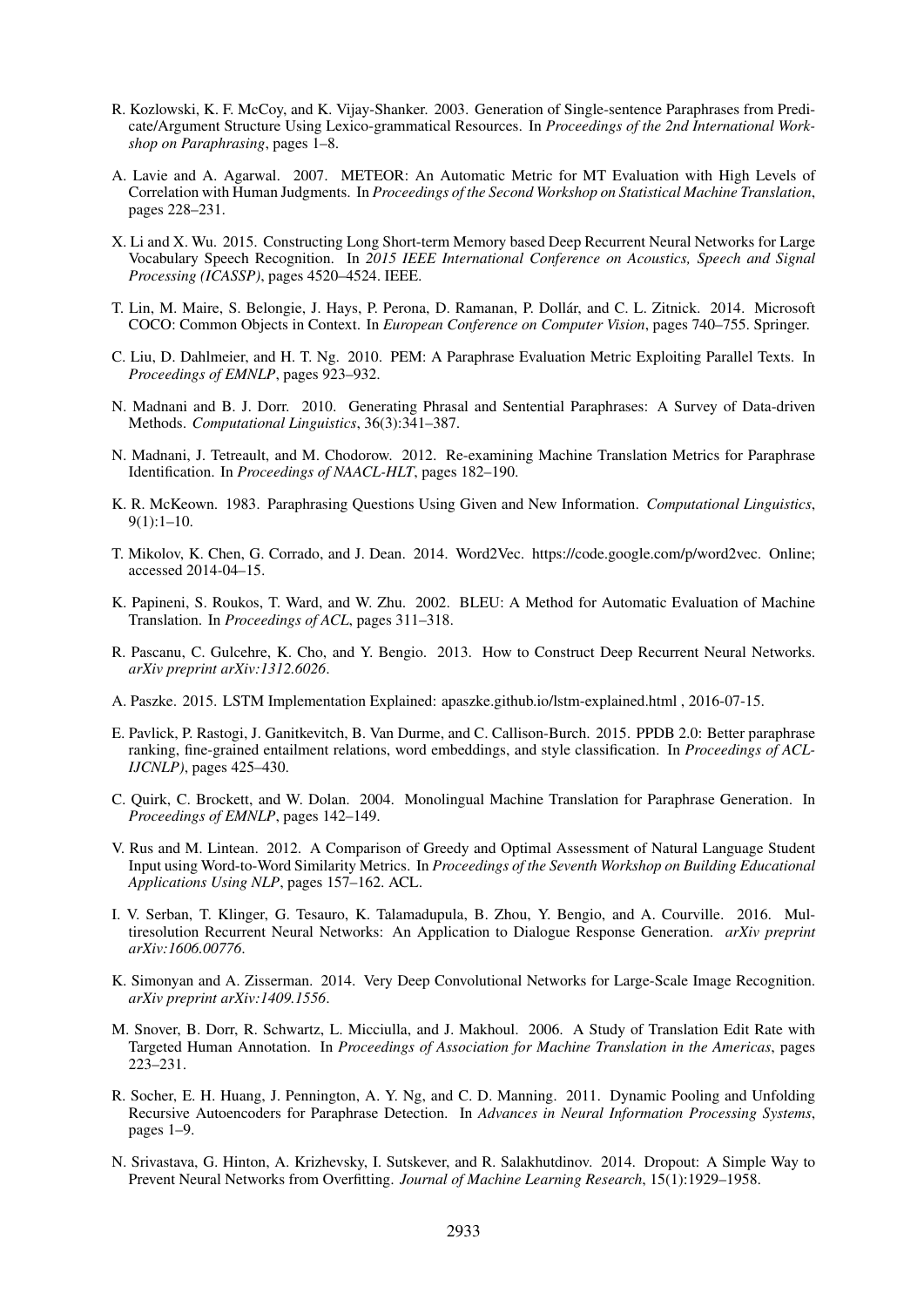R. Kozlowski, K. F. McCoy, and K. Vijay-Shanker. 2003. Generation of Single-sentence Paraphrases from Predicate/Argument Structure Using Lexico-grammatical Resources. In *Proceedings of the 2nd International Workshop on Paraphrasing*, pages 1–8.

A. Lavie and A. Agarwal. 2007. METEOR: An Automatic Metric for MT Evaluation with High Levels of Correlation with Human Judgments. In *Proceedings of the Second Workshop on Statistical Machine Translation*, pages 228–231.

X. Li and X. Wu. 2015. Constructing Long Short-term Memory based Deep Recurrent Neural Networks for Large Vocabulary Speech Recognition. In *2015 IEEE International Conference on Acoustics, Speech and Signal Processing (ICASSP)*, pages 4520–4524. IEEE.

T. Lin, M. Maire, S. Belongie, J. Hays, P. Perona, D. Ramanan, P. Dollár, and C. L. Zitnick. 2014. Microsoft COCO: Common Objects in Context. In *European Conference on Computer Vision*, pages 740–755. Springer.

C. Liu, D. Dahlmeier, and H. T. Ng. 2010. PEM: A Paraphrase Evaluation Metric Exploiting Parallel Texts. In *Proceedings of EMNLP*, pages 923–932.

N. Madnani and B. J. Dorr. 2010. Generating Phrasal and Sentential Paraphrases: A Survey of Data-driven Methods. *Computational Linguistics*, 36(3):341–387.

N. Madnani, J. Tetreault, and M. Chodorow. 2012. Re-examining Machine Translation Metrics for Paraphrase Identification. In *Proceedings of NAACL-HLT*, pages 182–190.

K. R. McKeown. 1983. Paraphrasing Questions Using Given and New Information. *Computational Linguistics*, 9(1):1–10.

T. Mikolov, K. Chen, G. Corrado, and J. Dean. 2014. Word2Vec. https://code.google.com/p/word2vec. Online; accessed 2014-04–15.

K. Papineni, S. Roukos, T. Ward, and W. Zhu. 2002. BLEU: A Method for Automatic Evaluation of Machine Translation. In *Proceedings of ACL*, pages 311–318.

R. Pascanu, C. Gulcehre, K. Cho, and Y. Bengio. 2013. How to Construct Deep Recurrent Neural Networks. *arXiv preprint arXiv:1312.6026*.

A. Paszke. 2015. LSTM Implementation Explained: apaszke.github.io/lstm-explained.html , 2016-07-15.

E. Pavlick, P. Rastogi, J. Ganitkevitch, B. Van Durme, and C. Callison-Burch. 2015. PPDB 2.0: Better paraphrase ranking, fine-grained entailment relations, word embeddings, and style classification. In *Proceedings of ACL-IJCNLP)*, pages 425–430.

C. Quirk, C. Brockett, and W. Dolan. 2004. Monolingual Machine Translation for Paraphrase Generation. In *Proceedings of EMNLP*, pages 142–149.

V. Rus and M. Lintean. 2012. A Comparison of Greedy and Optimal Assessment of Natural Language Student Input using Word-to-Word Similarity Metrics. In *Proceedings of the Seventh Workshop on Building Educational Applications Using NLP*, pages 157–162. ACL.

I. V. Serban, T. Klinger, G. Tesauro, K. Talamadupula, B. Zhou, Y. Bengio, and A. Courville. 2016. Multiresolution Recurrent Neural Networks: An Application to Dialogue Response Generation. *arXiv preprint arXiv:1606.00776*.

K. Simonyan and A. Zisserman. 2014. Very Deep Convolutional Networks for Large-Scale Image Recognition. *arXiv preprint arXiv:1409.1556*.

M. Snover, B. Dorr, R. Schwartz, L. Micciulla, and J. Makhoul. 2006. A Study of Translation Edit Rate with Targeted Human Annotation. In *Proceedings of Association for Machine Translation in the Americas*, pages 223–231.

R. Socher, E. H. Huang, J. Pennington, A. Y. Ng, and C. D. Manning. 2011. Dynamic Pooling and Unfolding Recursive Autoencoders for Paraphrase Detection. In *Advances in Neural Information Processing Systems*, pages 1–9.

N. Srivastava, G. Hinton, A. Krizhevsky, I. Sutskever, and R. Salakhutdinov. 2014. Dropout: A Simple Way to Prevent Neural Networks from Overfitting. *Journal of Machine Learning Research*, 15(1):1929–1958.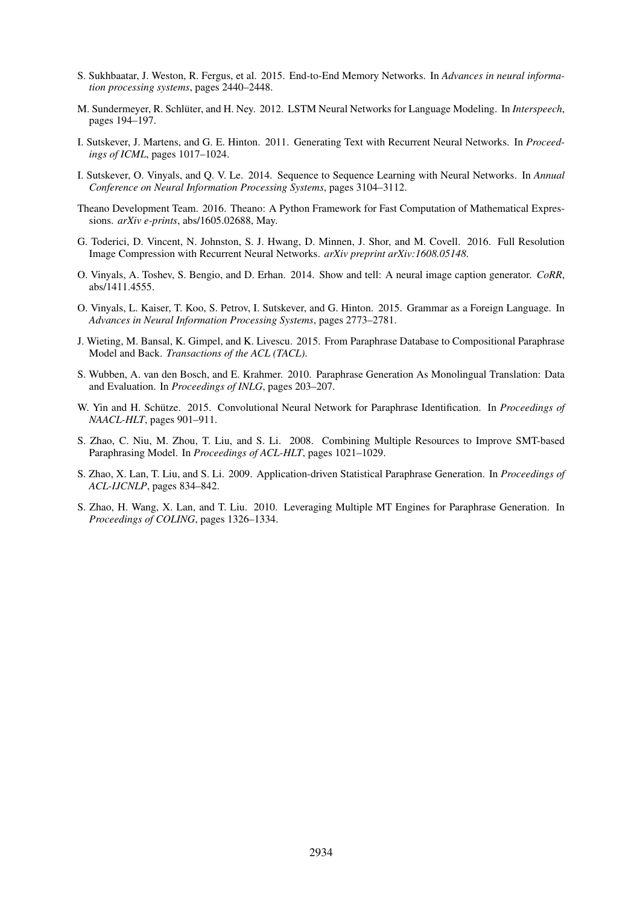S. Sukhbaatar, J. Weston, R. Fergus, et al. 2015. End-to-End Memory Networks. In *Advances in neural information processing systems*, pages 2440–2448.

M. Sundermeyer, R. Schlüter, and H. Ney. 2012. LSTM Neural Networks for Language Modeling. In *Interspeech*, pages 194–197.

I. Sutskever, J. Martens, and G. E. Hinton. 2011. Generating Text with Recurrent Neural Networks. In *Proceedings of ICML*, pages 1017–1024.

I. Sutskever, O. Vinyals, and Q. V. Le. 2014. Sequence to Sequence Learning with Neural Networks. In *Annual Conference on Neural Information Processing Systems*, pages 3104–3112.

Theano Development Team. 2016. Theano: A Python Framework for Fast Computation of Mathematical Expressions. *arXiv e-prints*, abs/1605.02688, May.

G. Toderici, D. Vincent, N. Johnston, S. J. Hwang, D. Minnen, J. Shor, and M. Covell. 2016. Full Resolution Image Compression with Recurrent Neural Networks. *arXiv preprint arXiv:1608.05148*.

O. Vinyals, A. Toshev, S. Bengio, and D. Erhan. 2014. Show and tell: A neural image caption generator. *CoRR*, abs/1411.4555.

O. Vinyals, L. Kaiser, T. Koo, S. Petrov, I. Sutskever, and G. Hinton. 2015. Grammar as a Foreign Language. In *Advances in Neural Information Processing Systems*, pages 2773–2781.

J. Wieting, M. Bansal, K. Gimpel, and K. Livescu. 2015. From Paraphrase Database to Compositional Paraphrase Model and Back. *Transactions of the ACL (TACL)*.

S. Wubben, A. van den Bosch, and E. Krahmer. 2010. Paraphrase Generation As Monolingual Translation: Data and Evaluation. In *Proceedings of INLG*, pages 203–207.

W. Yin and H. Schütze. 2015. Convolutional Neural Network for Paraphrase Identification. In *Proceedings of NAACL-HLT*, pages 901–911.

S. Zhao, C. Niu, M. Zhou, T. Liu, and S. Li. 2008. Combining Multiple Resources to Improve SMT-based Paraphrasing Model. In *Proceedings of ACL-HLT*, pages 1021–1029.

S. Zhao, X. Lan, T. Liu, and S. Li. 2009. Application-driven Statistical Paraphrase Generation. In *Proceedings of ACL-IJCNLP*, pages 834–842.

S. Zhao, H. Wang, X. Lan, and T. Liu. 2010. Leveraging Multiple MT Engines for Paraphrase Generation. In *Proceedings of COLING*, pages 1326–1334.